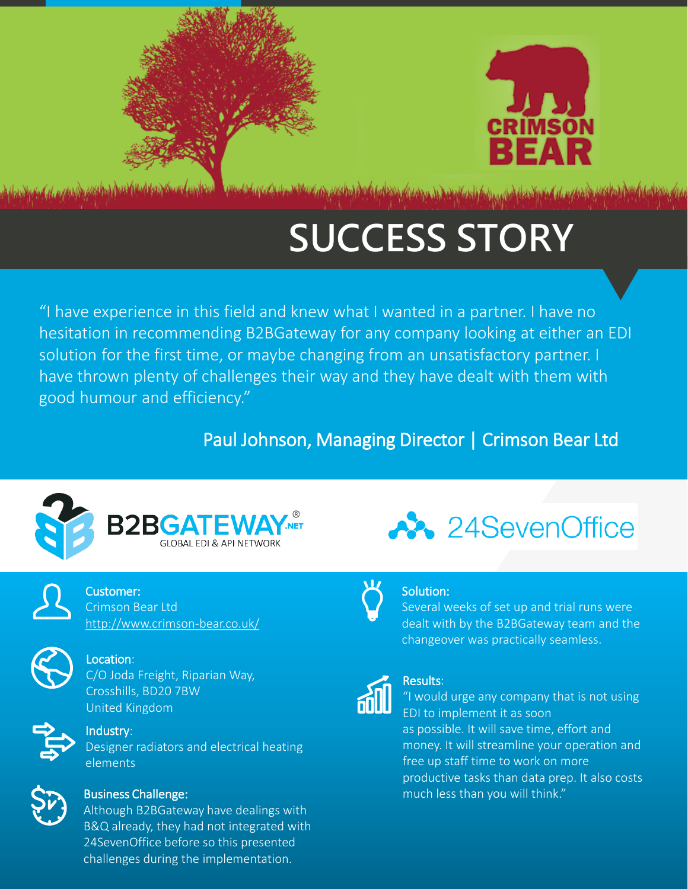CRIMSON BEAR

# SUCCESS STORY

"I have experience in this field and knew what I wanted in a partner. I have no hesitation in recommending B2BGateway for any company looking at either an EDI solution for the first time, or maybe changing from an unsatisfactory partner. I have thrown plenty of challenges their way and they have dealt with them with good humour and efficiency."

Paul Johnson, Managing Director | Crimson Bear Ltd

B2BGATEWAY.NET® GLOBAL EDI & API NETWORK

24SevenOffice

**Customer:**
Crimson Bear Ltd
http://www.crimson-bear.co.uk/

**Location:**
C/O Joda Freight, Riparian Way,
Crosshills, BD20 7BW
United Kingdom

**Industry:**
Designer radiators and electrical heating elements

**Business Challenge:**
Although B2BGateway have dealings with B&Q already, they had not integrated with 24SevenOffice before so this presented challenges during the implementation.

**Solution:**
Several weeks of set up and trial runs were dealt with by the B2BGateway team and the changeover was practically seamless.

**Results:**
"I would urge any company that is not using EDI to implement it as soon as possible. It will save time, effort and money. It will streamline your operation and free up staff time to work on more productive tasks than data prep. It also costs much less than you will think."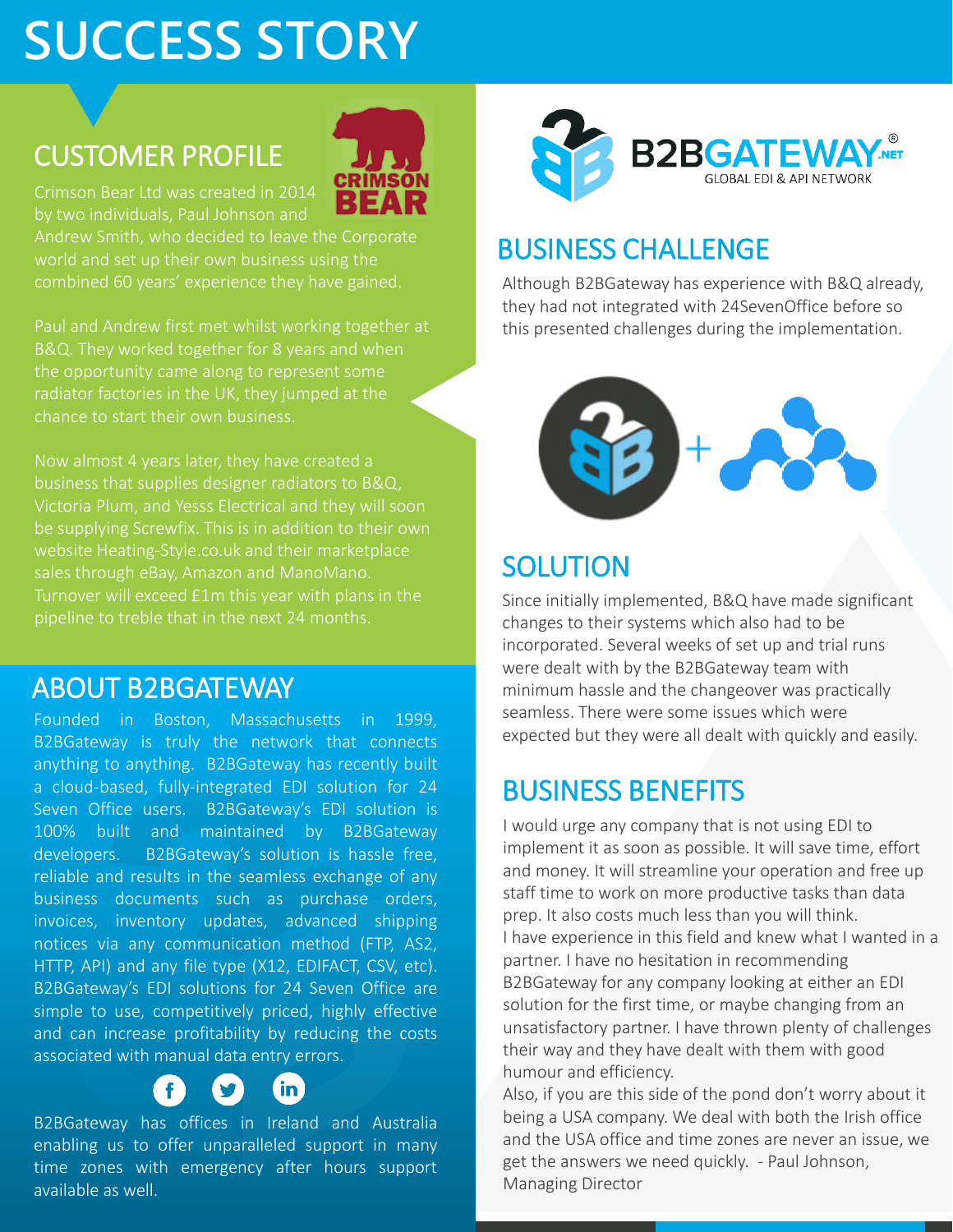# SUCCESS STORY

## CUSTOMER PROFILE

Crimson Bear Ltd was created in 2014 by two individuals, Paul Johnson and Andrew Smith, who decided to leave the Corporate world and set up their own business using the combined 60 years' experience they have gained.

Paul and Andrew first met whilst working together at B&Q. They worked together for 8 years and when the opportunity came along to represent some radiator factories in the UK, they jumped at the chance to start their own business.

Now almost 4 years later, they have created a business that supplies designer radiators to B&Q, Victoria Plum, and Yesss Electrical and they will soon be supplying Screwfix. This is in addition to their own website Heating-Style.co.uk and their marketplace sales through eBay, Amazon and ManoMano. Turnover will exceed £1m this year with plans in the pipeline to treble that in the next 24 months.

## ABOUT B2BGATEWAY

Founded in Boston, Massachusetts in 1999, B2BGateway is truly the network that connects anything to anything. B2BGateway has recently built a cloud-based, fully-integrated EDI solution for 24 Seven Office users. B2BGateway's EDI solution is 100% built and maintained by B2BGateway developers. B2BGateway's solution is hassle free, reliable and results in the seamless exchange of any business documents such as purchase orders, invoices, inventory updates, advanced shipping notices via any communication method (FTP, AS2, HTTP, API) and any file type (X12, EDIFACT, CSV, etc). B2BGateway's EDI solutions for 24 Seven Office are simple to use, competitively priced, highly effective and can increase profitability by reducing the costs associated with manual data entry errors.

B2BGateway has offices in Ireland and Australia enabling us to offer unparalleled support in many time zones with emergency after hours support available as well.

B2BGATEWAY.NET®
GLOBAL EDI & API NETWORK

## BUSINESS CHALLENGE

Although B2BGateway has experience with B&Q already, they had not integrated with 24SevenOffice before so this presented challenges during the implementation.

## SOLUTION

Since initially implemented, B&Q have made significant changes to their systems which also had to be incorporated. Several weeks of set up and trial runs were dealt with by the B2BGateway team with minimum hassle and the changeover was practically seamless. There were some issues which were expected but they were all dealt with quickly and easily.

## BUSINESS BENEFITS

I would urge any company that is not using EDI to implement it as soon as possible. It will save time, effort and money. It will streamline your operation and free up staff time to work on more productive tasks than data prep. It also costs much less than you will think.

I have experience in this field and knew what I wanted in a partner. I have no hesitation in recommending B2BGateway for any company looking at either an EDI solution for the first time, or maybe changing from an unsatisfactory partner. I have thrown plenty of challenges their way and they have dealt with them with good humour and efficiency.

Also, if you are this side of the pond don't worry about it being a USA company. We deal with both the Irish office and the USA office and time zones are never an issue, we get the answers we need quickly. - Paul Johnson, Managing Director